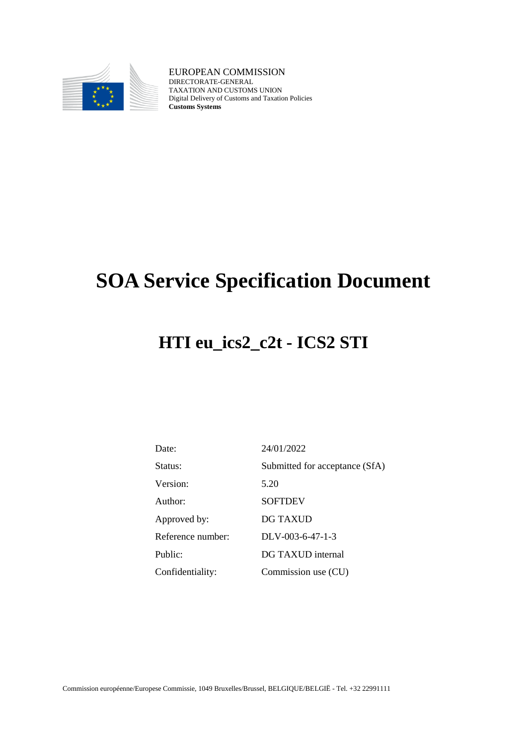EUROPEAN COMMISSION
DIRECTORATE-GENERAL
TAXATION AND CUSTOMS UNION
Digital Delivery of Customs and Taxation Policies
**Customs Systems**

# SOA Service Specification Document

## HTI eu_ics2_c2t - ICS2 STI

| | |
|---|---|
| Date: | 24/01/2022 |
| Status: | Submitted for acceptance (SfA) |
| Version: | 5.20 |
| Author: | SOFTDEV |
| Approved by: | DG TAXUD |
| Reference number: | DLV-003-6-47-1-3 |
| Public: | DG TAXUD internal |
| Confidentiality: | Commission use (CU) |

Commission européenne/Europese Commissie, 1049 Bruxelles/Brussel, BELGIQUE/BELGIË - Tel. +32 22991111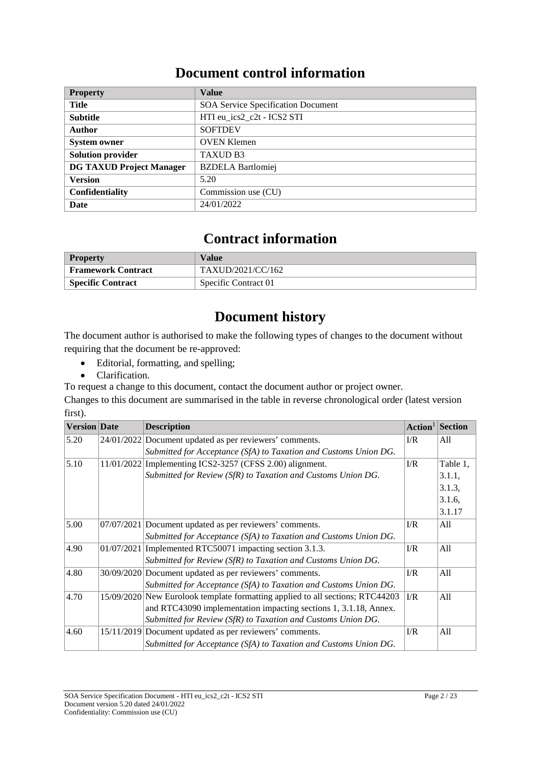# Document control information

| Property | Value |
|---|---|
| **Title** | SOA Service Specification Document |
| **Subtitle** | HTI eu_ics2_c2t - ICS2 STI |
| **Author** | SOFTDEV |
| **System owner** | OVEN Klemen |
| **Solution provider** | TAXUD B3 |
| **DG TAXUD Project Manager** | BZDELA Bartlomiej |
| **Version** | 5.20 |
| **Confidentiality** | Commission use (CU) |
| **Date** | 24/01/2022 |

# Contract information

| Property | Value |
|---|---|
| **Framework Contract** | TAXUD/2021/CC/162 |
| **Specific Contract** | Specific Contract 01 |

# Document history

The document author is authorised to make the following types of changes to the document without requiring that the document be re-approved:

- Editorial, formatting, and spelling;
- Clarification.

To request a change to this document, contact the document author or project owner.

Changes to this document are summarised in the table in reverse chronological order (latest version first).

| Version | Date | Description | Action[1] | Section |
|---|---|---|---|---|
| 5.20 | 24/01/2022 | Document updated as per reviewers' comments. *Submitted for Acceptance (SfA) to Taxation and Customs Union DG.* | I/R | All |
| 5.10 | 11/01/2022 | Implementing ICS2-3257 (CFSS 2.00) alignment. *Submitted for Review (SfR) to Taxation and Customs Union DG.* | I/R | Table 1, 3.1.1, 3.1.3, 3.1.6, 3.1.17 |
| 5.00 | 07/07/2021 | Document updated as per reviewers' comments. *Submitted for Acceptance (SfA) to Taxation and Customs Union DG.* | I/R | All |
| 4.90 | 01/07/2021 | Implemented RTC50071 impacting section 3.1.3. *Submitted for Review (SfR) to Taxation and Customs Union DG.* | I/R | All |
| 4.80 | 30/09/2020 | Document updated as per reviewers' comments. *Submitted for Acceptance (SfA) to Taxation and Customs Union DG.* | I/R | All |
| 4.70 | 15/09/2020 | New Eurolook template formatting applied to all sections; RTC44203 and RTC43090 implementation impacting sections 1, 3.1.18, Annex. *Submitted for Review (SfR) to Taxation and Customs Union DG.* | I/R | All |
| 4.60 | 15/11/2019 | Document updated as per reviewers' comments. *Submitted for Acceptance (SfA) to Taxation and Customs Union DG.* | I/R | All |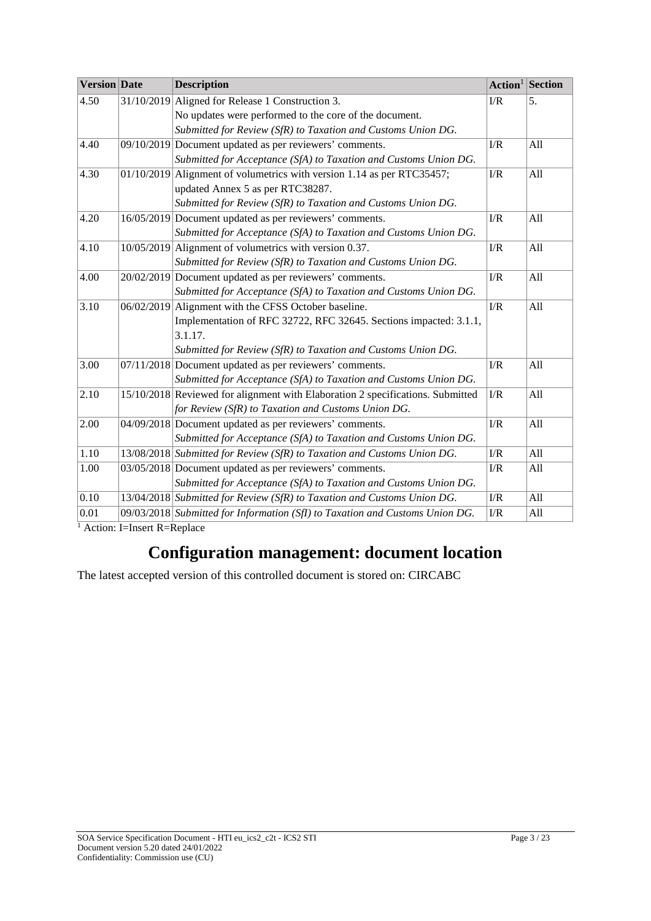| Version | Date | Description | Action[1] | Section |
|---|---|---|---|---|
| 4.50 | 31/10/2019 | Aligned for Release 1 Construction 3.<br>No updates were performed to the core of the document.<br>*Submitted for Review (SfR) to Taxation and Customs Union DG.* | I/R | 5. |
| 4.40 | 09/10/2019 | Document updated as per reviewers' comments.<br>*Submitted for Acceptance (SfA) to Taxation and Customs Union DG.* | I/R | All |
| 4.30 | 01/10/2019 | Alignment of volumetrics with version 1.14 as per RTC35457; updated Annex 5 as per RTC38287.<br>*Submitted for Review (SfR) to Taxation and Customs Union DG.* | I/R | All |
| 4.20 | 16/05/2019 | Document updated as per reviewers' comments.<br>*Submitted for Acceptance (SfA) to Taxation and Customs Union DG.* | I/R | All |
| 4.10 | 10/05/2019 | Alignment of volumetrics with version 0.37.<br>*Submitted for Review (SfR) to Taxation and Customs Union DG.* | I/R | All |
| 4.00 | 20/02/2019 | Document updated as per reviewers' comments.<br>*Submitted for Acceptance (SfA) to Taxation and Customs Union DG.* | I/R | All |
| 3.10 | 06/02/2019 | Alignment with the CFSS October baseline.<br>Implementation of RFC 32722, RFC 32645. Sections impacted: 3.1.1, 3.1.17.<br>*Submitted for Review (SfR) to Taxation and Customs Union DG.* | I/R | All |
| 3.00 | 07/11/2018 | Document updated as per reviewers' comments.<br>*Submitted for Acceptance (SfA) to Taxation and Customs Union DG.* | I/R | All |
| 2.10 | 15/10/2018 | Reviewed for alignment with Elaboration 2 specifications. Submitted *for Review (SfR) to Taxation and Customs Union DG.* | I/R | All |
| 2.00 | 04/09/2018 | Document updated as per reviewers' comments.<br>*Submitted for Acceptance (SfA) to Taxation and Customs Union DG.* | I/R | All |
| 1.10 | 13/08/2018 | *Submitted for Review (SfR) to Taxation and Customs Union DG.* | I/R | All |
| 1.00 | 03/05/2018 | Document updated as per reviewers' comments.<br>*Submitted for Acceptance (SfA) to Taxation and Customs Union DG.* | I/R | All |
| 0.10 | 13/04/2018 | *Submitted for Review (SfR) to Taxation and Customs Union DG.* | I/R | All |
| 0.01 | 09/03/2018 | *Submitted for Information (SfI) to Taxation and Customs Union DG.* | I/R | All |

[1] Action: I=Insert R=Replace

# Configuration management: document location

The latest accepted version of this controlled document is stored on: CIRCABC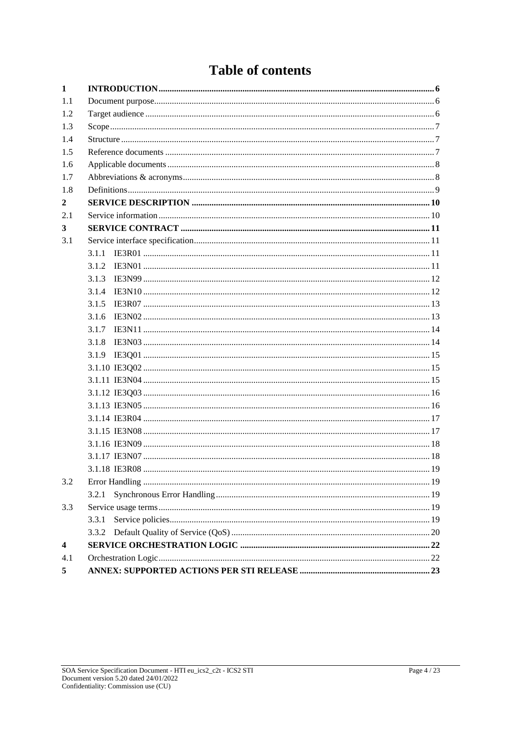# Table of contents

| | | |
|---|---|---|
| **1** | **INTRODUCTION** | **6** |
| 1.1 | Document purpose | 6 |
| 1.2 | Target audience | 6 |
| 1.3 | Scope | 7 |
| 1.4 | Structure | 7 |
| 1.5 | Reference documents | 7 |
| 1.6 | Applicable documents | 8 |
| 1.7 | Abbreviations & acronyms | 8 |
| 1.8 | Definitions | 9 |
| **2** | **SERVICE DESCRIPTION** | **10** |
| 2.1 | Service information | 10 |
| **3** | **SERVICE CONTRACT** | **11** |
| 3.1 | Service interface specification | 11 |
| | 3.1.1 IE3R01 | 11 |
| | 3.1.2 IE3N01 | 11 |
| | 3.1.3 IE3N99 | 12 |
| | 3.1.4 IE3N10 | 12 |
| | 3.1.5 IE3R07 | 13 |
| | 3.1.6 IE3N02 | 13 |
| | 3.1.7 IE3N11 | 14 |
| | 3.1.8 IE3N03 | 14 |
| | 3.1.9 IE3Q01 | 15 |
| | 3.1.10 IE3Q02 | 15 |
| | 3.1.11 IE3N04 | 15 |
| | 3.1.12 IE3Q03 | 16 |
| | 3.1.13 IE3N05 | 16 |
| | 3.1.14 IE3R04 | 17 |
| | 3.1.15 IE3N08 | 17 |
| | 3.1.16 IE3N09 | 18 |
| | 3.1.17 IE3N07 | 18 |
| | 3.1.18 IE3R08 | 19 |
| 3.2 | Error Handling | 19 |
| | 3.2.1 Synchronous Error Handling | 19 |
| 3.3 | Service usage terms | 19 |
| | 3.3.1 Service policies | 19 |
| | 3.3.2 Default Quality of Service (QoS) | 20 |
| **4** | **SERVICE ORCHESTRATION LOGIC** | **22** |
| 4.1 | Orchestration Logic | 22 |
| **5** | **ANNEX: SUPPORTED ACTIONS PER STI RELEASE** | **23** |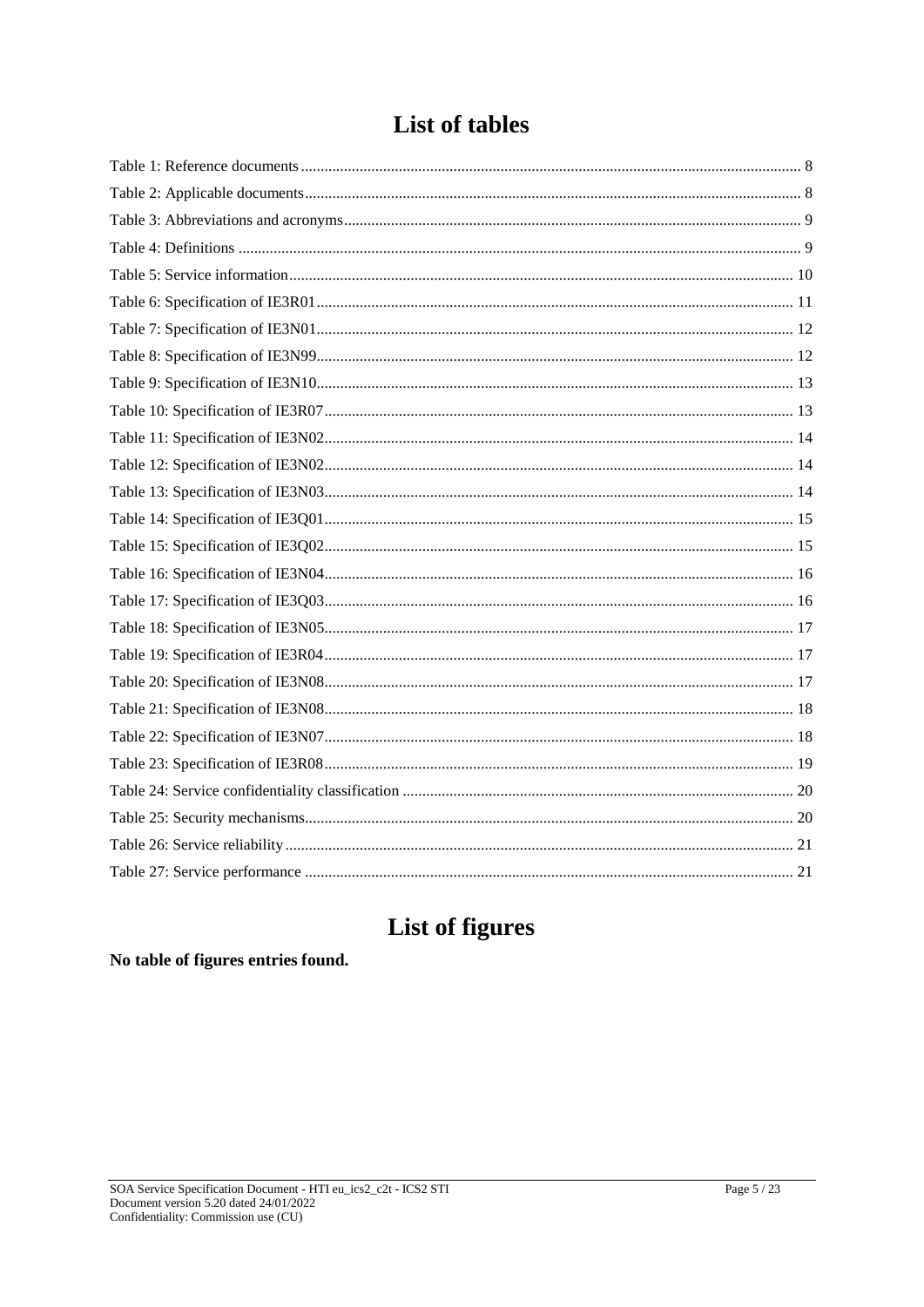# List of tables

Table 1: Reference documents ........ 8
Table 2: Applicable documents ........ 8
Table 3: Abbreviations and acronyms ........ 9
Table 4: Definitions ........ 9
Table 5: Service information ........ 10
Table 6: Specification of IE3R01 ........ 11
Table 7: Specification of IE3N01 ........ 12
Table 8: Specification of IE3N99 ........ 12
Table 9: Specification of IE3N10 ........ 13
Table 10: Specification of IE3R07 ........ 13
Table 11: Specification of IE3N02 ........ 14
Table 12: Specification of IE3N02 ........ 14
Table 13: Specification of IE3N03 ........ 14
Table 14: Specification of IE3Q01 ........ 15
Table 15: Specification of IE3Q02 ........ 15
Table 16: Specification of IE3N04 ........ 16
Table 17: Specification of IE3Q03 ........ 16
Table 18: Specification of IE3N05 ........ 17
Table 19: Specification of IE3R04 ........ 17
Table 20: Specification of IE3N08 ........ 17
Table 21: Specification of IE3N08 ........ 18
Table 22: Specification of IE3N07 ........ 18
Table 23: Specification of IE3R08 ........ 19
Table 24: Service confidentiality classification ........ 20
Table 25: Security mechanisms ........ 20
Table 26: Service reliability ........ 21
Table 27: Service performance ........ 21

# List of figures

**No table of figures entries found.**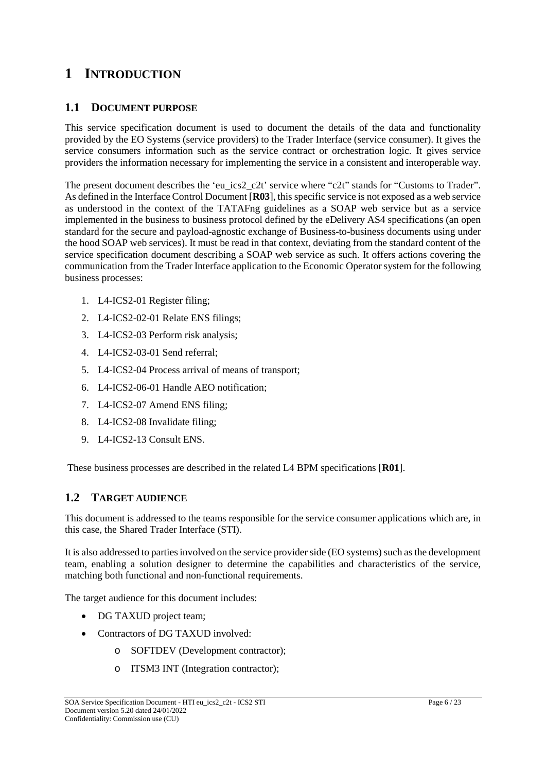# 1 INTRODUCTION

## 1.1 DOCUMENT PURPOSE

This service specification document is used to document the details of the data and functionality provided by the EO Systems (service providers) to the Trader Interface (service consumer). It gives the service consumers information such as the service contract or orchestration logic. It gives service providers the information necessary for implementing the service in a consistent and interoperable way.

The present document describes the 'eu_ics2_c2t' service where "c2t" stands for "Customs to Trader". As defined in the Interface Control Document [**R03**], this specific service is not exposed as a web service as understood in the context of the TATAFng guidelines as a SOAP web service but as a service implemented in the business to business protocol defined by the eDelivery AS4 specifications (an open standard for the secure and payload-agnostic exchange of Business-to-business documents using under the hood SOAP web services). It must be read in that context, deviating from the standard content of the service specification document describing a SOAP web service as such. It offers actions covering the communication from the Trader Interface application to the Economic Operator system for the following business processes:

1. L4-ICS2-01 Register filing;
2. L4-ICS2-02-01 Relate ENS filings;
3. L4-ICS2-03 Perform risk analysis;
4. L4-ICS2-03-01 Send referral;
5. L4-ICS2-04 Process arrival of means of transport;
6. L4-ICS2-06-01 Handle AEO notification;
7. L4-ICS2-07 Amend ENS filing;
8. L4-ICS2-08 Invalidate filing;
9. L4-ICS2-13 Consult ENS.

These business processes are described in the related L4 BPM specifications [**R01**].

## 1.2 TARGET AUDIENCE

This document is addressed to the teams responsible for the service consumer applications which are, in this case, the Shared Trader Interface (STI).

It is also addressed to parties involved on the service provider side (EO systems) such as the development team, enabling a solution designer to determine the capabilities and characteristics of the service, matching both functional and non-functional requirements.

The target audience for this document includes:

- DG TAXUD project team;
- Contractors of DG TAXUD involved:
  - SOFTDEV (Development contractor);
  - ITSM3 INT (Integration contractor);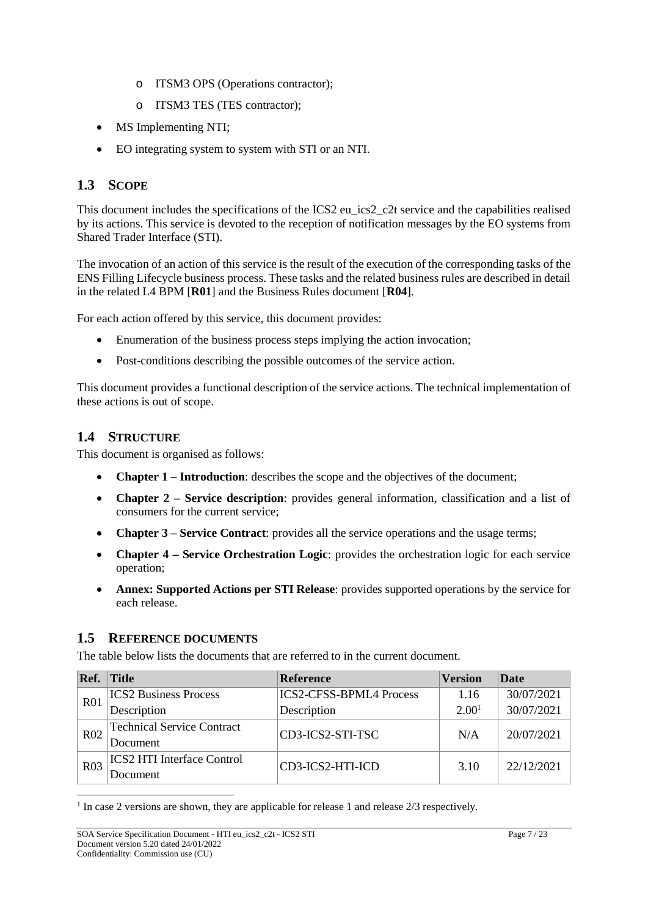- ITSM3 OPS (Operations contractor);
    - ITSM3 TES (TES contractor);
- MS Implementing NTI;
- EO integrating system to system with STI or an NTI.

## 1.3 SCOPE

This document includes the specifications of the ICS2 eu_ics2_c2t service and the capabilities realised by its actions. This service is devoted to the reception of notification messages by the EO systems from Shared Trader Interface (STI).

The invocation of an action of this service is the result of the execution of the corresponding tasks of the ENS Filling Lifecycle business process. These tasks and the related business rules are described in detail in the related L4 BPM [**R01**] and the Business Rules document [**R04**].

For each action offered by this service, this document provides:

- Enumeration of the business process steps implying the action invocation;
- Post-conditions describing the possible outcomes of the service action.

This document provides a functional description of the service actions. The technical implementation of these actions is out of scope.

## 1.4 STRUCTURE

This document is organised as follows:

- **Chapter 1 – Introduction**: describes the scope and the objectives of the document;
- **Chapter 2 – Service description**: provides general information, classification and a list of consumers for the current service;
- **Chapter 3 – Service Contract**: provides all the service operations and the usage terms;
- **Chapter 4 – Service Orchestration Logic**: provides the orchestration logic for each service operation;
- **Annex: Supported Actions per STI Release**: provides supported operations by the service for each release.

## 1.5 REFERENCE DOCUMENTS

The table below lists the documents that are referred to in the current document.

| Ref. | Title | Reference | Version | Date |
|---|---|---|---|---|
| R01 | ICS2 Business Process Description | ICS2-CFSS-BPML4 Process Description | 1.16<br>2.00[1] | 30/07/2021<br>30/07/2021 |
| R02 | Technical Service Contract Document | CD3-ICS2-STI-TSC | N/A | 20/07/2021 |
| R03 | ICS2 HTI Interface Control Document | CD3-ICS2-HTI-ICD | 3.10 | 22/12/2021 |

[1] In case 2 versions are shown, they are applicable for release 1 and release 2/3 respectively.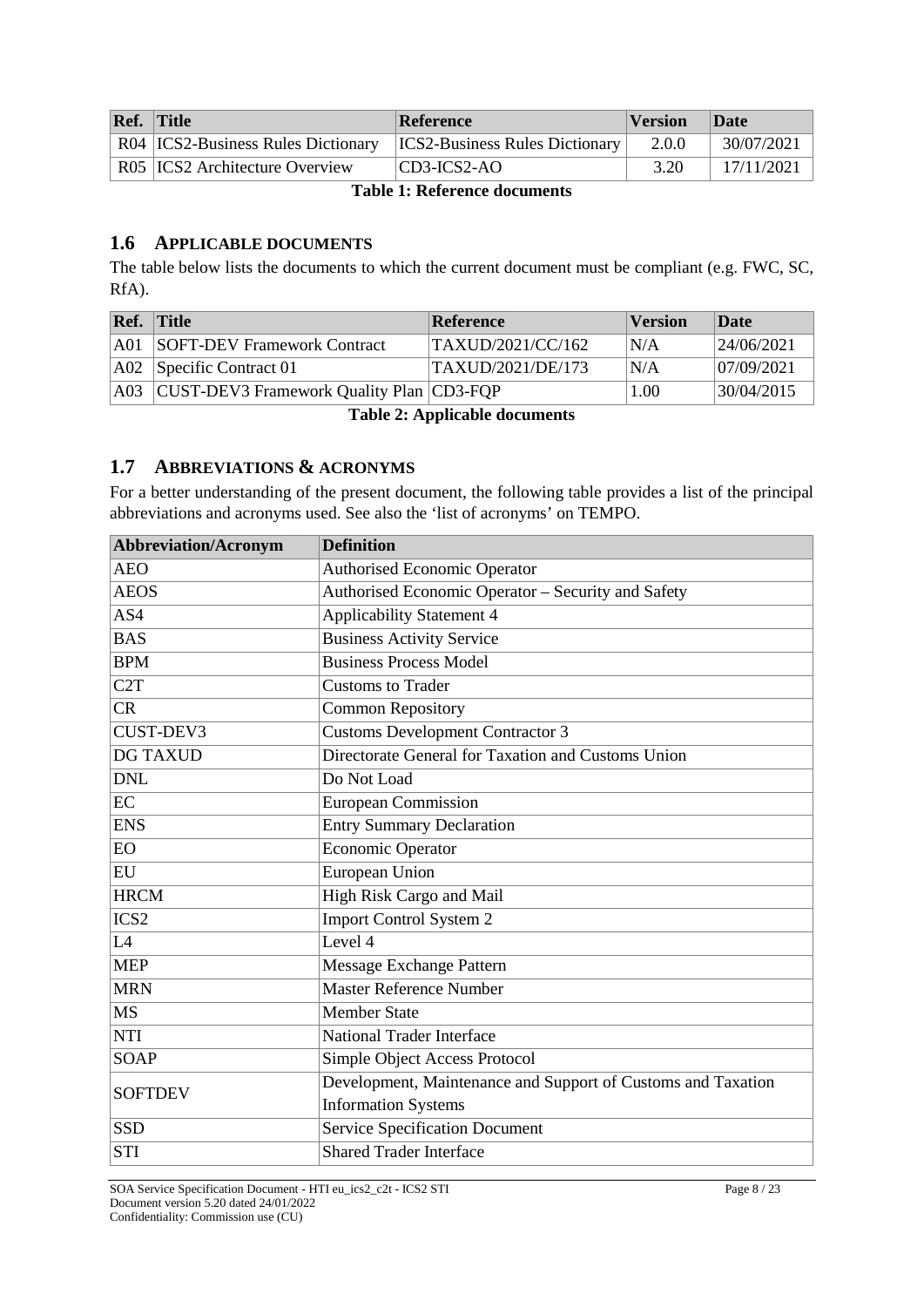| Ref. | Title | Reference | Version | Date |
|---|---|---|---|---|
| R04 | ICS2-Business Rules Dictionary | ICS2-Business Rules Dictionary | 2.0.0 | 30/07/2021 |
| R05 | ICS2 Architecture Overview | CD3-ICS2-AO | 3.20 | 17/11/2021 |

**Table 1: Reference documents**

## 1.6 APPLICABLE DOCUMENTS

The table below lists the documents to which the current document must be compliant (e.g. FWC, SC, RfA).

| Ref. | Title | Reference | Version | Date |
|---|---|---|---|---|
| A01 | SOFT-DEV Framework Contract | TAXUD/2021/CC/162 | N/A | 24/06/2021 |
| A02 | Specific Contract 01 | TAXUD/2021/DE/173 | N/A | 07/09/2021 |
| A03 | CUST-DEV3 Framework Quality Plan | CD3-FQP | 1.00 | 30/04/2015 |

**Table 2: Applicable documents**

## 1.7 ABBREVIATIONS & ACRONYMS

For a better understanding of the present document, the following table provides a list of the principal abbreviations and acronyms used. See also the 'list of acronyms' on TEMPO.

| Abbreviation/Acronym | Definition |
|---|---|
| AEO | Authorised Economic Operator |
| AEOS | Authorised Economic Operator – Security and Safety |
| AS4 | Applicability Statement 4 |
| BAS | Business Activity Service |
| BPM | Business Process Model |
| C2T | Customs to Trader |
| CR | Common Repository |
| CUST-DEV3 | Customs Development Contractor 3 |
| DG TAXUD | Directorate General for Taxation and Customs Union |
| DNL | Do Not Load |
| EC | European Commission |
| ENS | Entry Summary Declaration |
| EO | Economic Operator |
| EU | European Union |
| HRCM | High Risk Cargo and Mail |
| ICS2 | Import Control System 2 |
| L4 | Level 4 |
| MEP | Message Exchange Pattern |
| MRN | Master Reference Number |
| MS | Member State |
| NTI | National Trader Interface |
| SOAP | Simple Object Access Protocol |
| SOFTDEV | Development, Maintenance and Support of Customs and Taxation Information Systems |
| SSD | Service Specification Document |
| STI | Shared Trader Interface |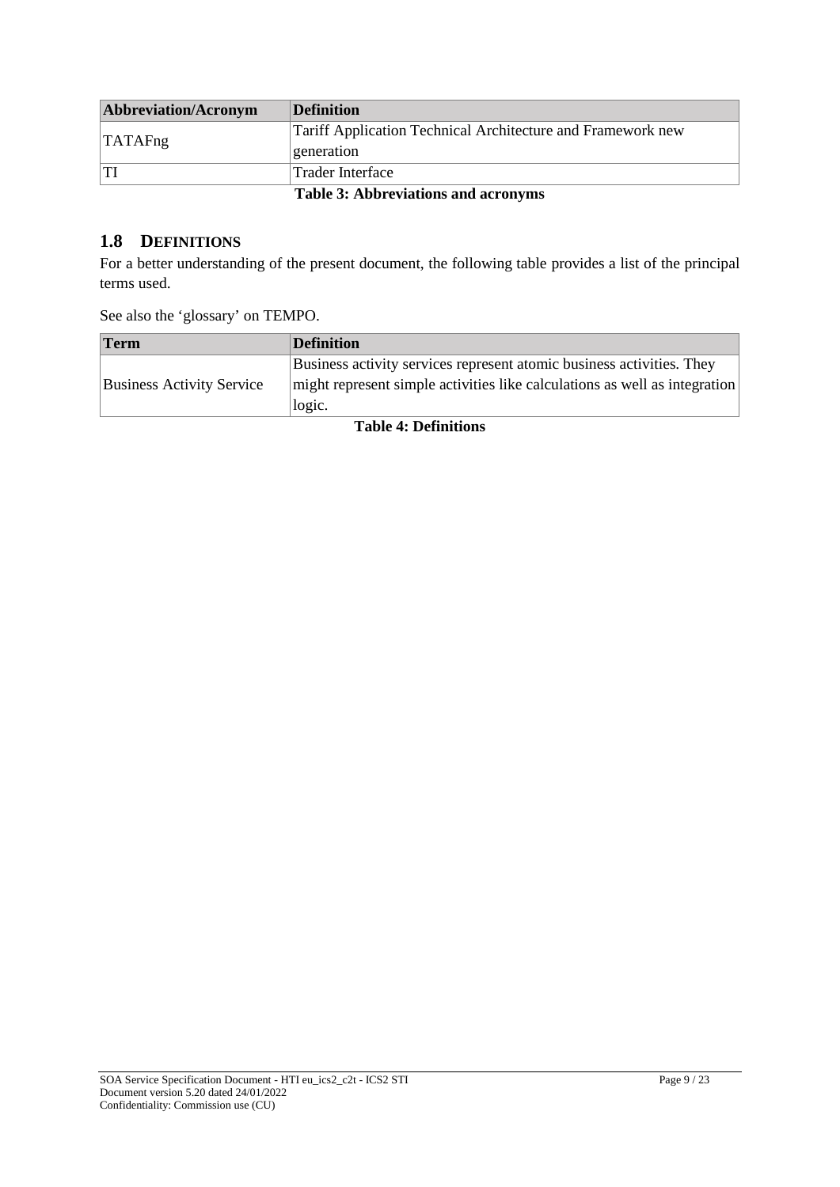| Abbreviation/Acronym | Definition |
| --- | --- |
| TATAFng | Tariff Application Technical Architecture and Framework new generation |
| TI | Trader Interface |

**Table 3: Abbreviations and acronyms**

## 1.8 DEFINITIONS

For a better understanding of the present document, the following table provides a list of the principal terms used.

See also the 'glossary' on TEMPO.

| Term | Definition |
| --- | --- |
| Business Activity Service | Business activity services represent atomic business activities. They might represent simple activities like calculations as well as integration logic. |

**Table 4: Definitions**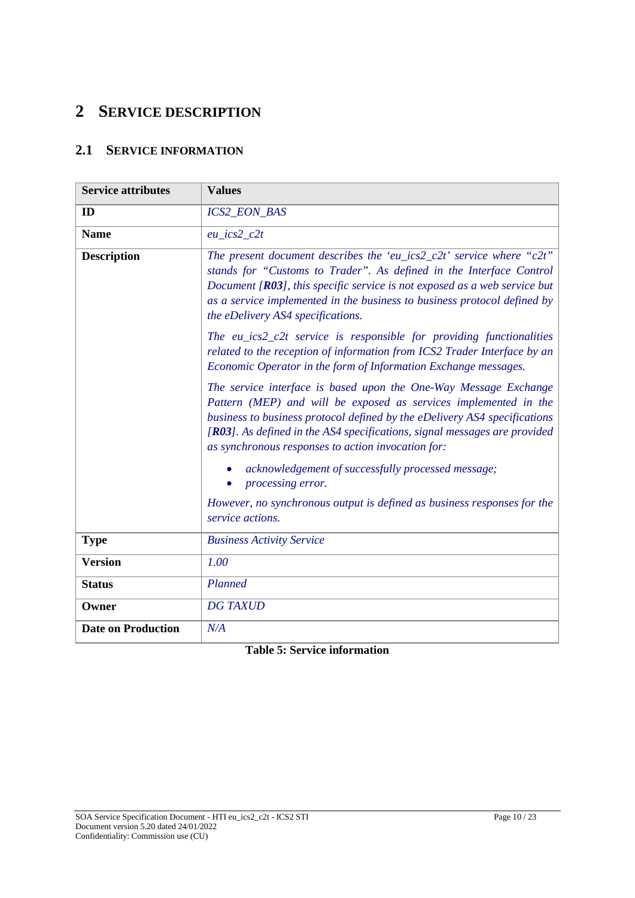# 2 SERVICE DESCRIPTION

## 2.1 SERVICE INFORMATION

| Service attributes | Values |
|---|---|
| **ID** | *ICS2_EON_BAS* |
| **Name** | *eu_ics2_c2t* |
| **Description** | *The present document describes the 'eu_ics2_c2t' service where "c2t" stands for "Customs to Trader". As defined in the Interface Control Document [**R03**], this specific service is not exposed as a web service but as a service implemented in the business to business protocol defined by the eDelivery AS4 specifications.*<br><br>*The eu_ics2_c2t service is responsible for providing functionalities related to the reception of information from ICS2 Trader Interface by an Economic Operator in the form of Information Exchange messages.*<br><br>*The service interface is based upon the One-Way Message Exchange Pattern (MEP) and will be exposed as services implemented in the business to business protocol defined by the eDelivery AS4 specifications [**R03**]. As defined in the AS4 specifications, signal messages are provided as synchronous responses to action invocation for:*<br>• *acknowledgement of successfully processed message;*<br>• *processing error.*<br><br>*However, no synchronous output is defined as business responses for the service actions.* |
| **Type** | *Business Activity Service* |
| **Version** | *1.00* |
| **Status** | *Planned* |
| **Owner** | *DG TAXUD* |
| **Date on Production** | *N/A* |

**Table 5: Service information**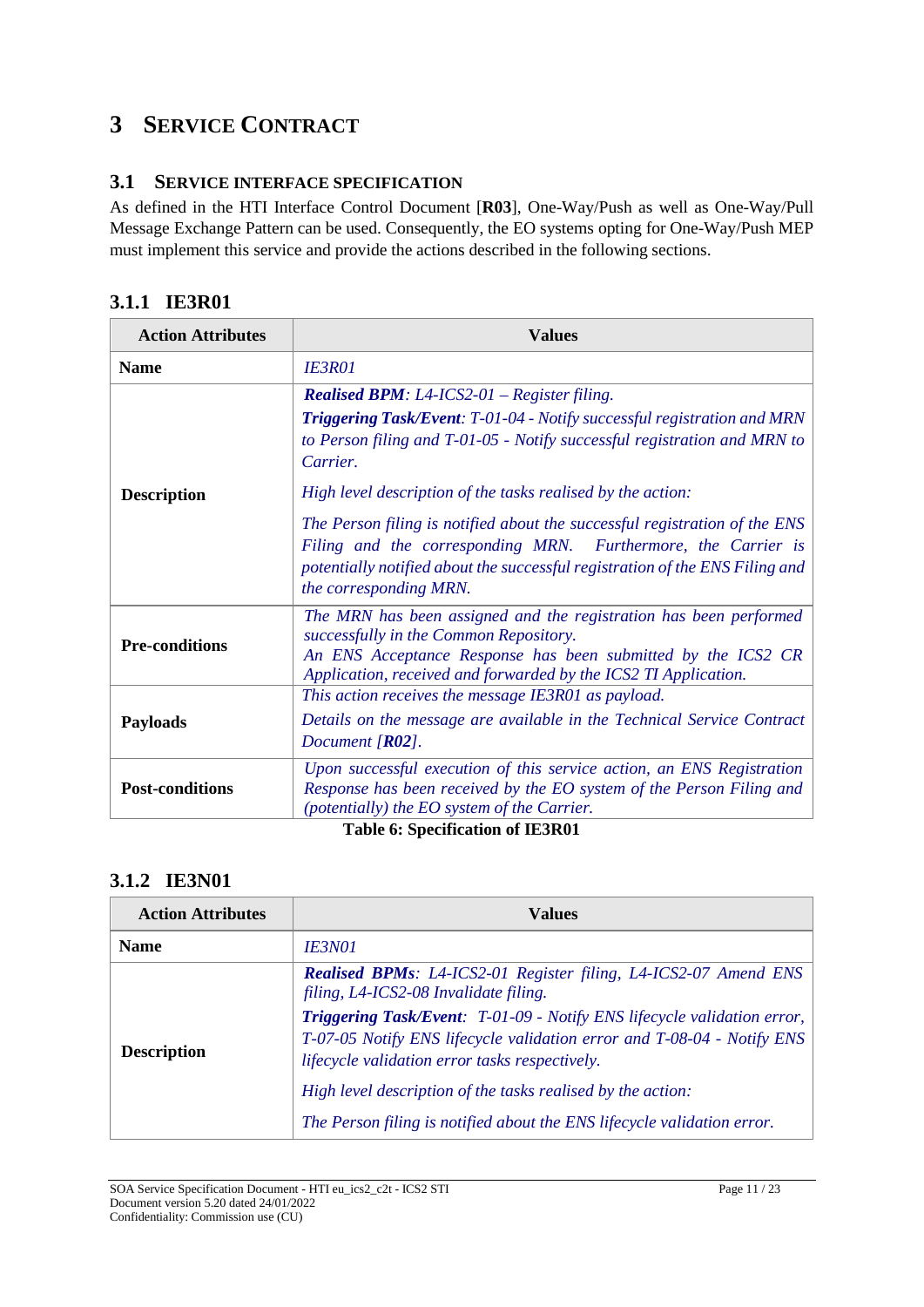# 3 SERVICE CONTRACT

## 3.1 SERVICE INTERFACE SPECIFICATION

As defined in the HTI Interface Control Document [**R03**], One-Way/Push as well as One-Way/Pull Message Exchange Pattern can be used. Consequently, the EO systems opting for One-Way/Push MEP must implement this service and provide the actions described in the following sections.

### 3.1.1 IE3R01

| Action Attributes | Values |
|---|---|
| **Name** | *IE3R01* |
| **Description** | ***Realised BPM**: L4-ICS2-01 – Register filing.*<br>***Triggering Task/Event**: T-01-04 - Notify successful registration and MRN to Person filing and T-01-05 - Notify successful registration and MRN to Carrier.*<br><br>*High level description of the tasks realised by the action:*<br><br>*The Person filing is notified about the successful registration of the ENS Filing and the corresponding MRN. Furthermore, the Carrier is potentially notified about the successful registration of the ENS Filing and the corresponding MRN.* |
| **Pre-conditions** | *The MRN has been assigned and the registration has been performed successfully in the Common Repository.*<br>*An ENS Acceptance Response has been submitted by the ICS2 CR Application, received and forwarded by the ICS2 TI Application.* |
| **Payloads** | *This action receives the message IE3R01 as payload.*<br>*Details on the message are available in the Technical Service Contract Document [**R02**].* |
| **Post-conditions** | *Upon successful execution of this service action, an ENS Registration Response has been received by the EO system of the Person Filing and (potentially) the EO system of the Carrier.* |

**Table 6: Specification of IE3R01**

### 3.1.2 IE3N01

| Action Attributes | Values |
|---|---|
| **Name** | *IE3N01* |
| **Description** | ***Realised BPMs**: L4-ICS2-01 Register filing, L4-ICS2-07 Amend ENS filing, L4-ICS2-08 Invalidate filing.*<br>***Triggering Task/Event**: T-01-09 - Notify ENS lifecycle validation error, T-07-05 Notify ENS lifecycle validation error and T-08-04 - Notify ENS lifecycle validation error tasks respectively.*<br><br>*High level description of the tasks realised by the action:*<br><br>*The Person filing is notified about the ENS lifecycle validation error.* |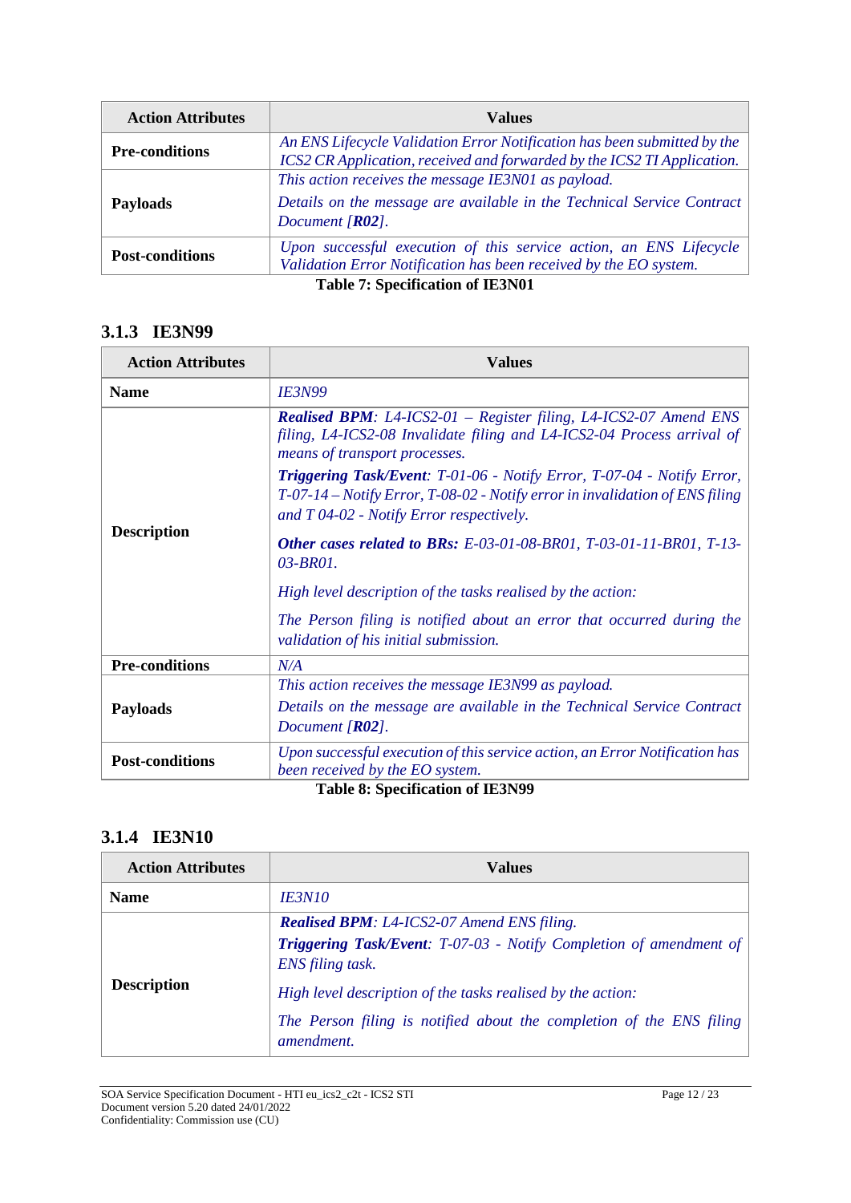| Action Attributes | Values |
|---|---|
| **Pre-conditions** | *An ENS Lifecycle Validation Error Notification has been submitted by the ICS2 CR Application, received and forwarded by the ICS2 TI Application.* |
| **Payloads** | *This action receives the message IE3N01 as payload.*<br>*Details on the message are available in the Technical Service Contract Document [**R02**].* |
| **Post-conditions** | *Upon successful execution of this service action, an ENS Lifecycle Validation Error Notification has been received by the EO system.* |

**Table 7: Specification of IE3N01**

### 3.1.3 IE3N99

| Action Attributes | Values |
|---|---|
| **Name** | *IE3N99* |
| **Description** | ***Realised BPM****: L4-ICS2-01 – Register filing, L4-ICS2-07 Amend ENS filing, L4-ICS2-08 Invalidate filing and L4-ICS2-04 Process arrival of means of transport processes.*<br>***Triggering Task/Event****: T-01-06 - Notify Error, T-07-04 - Notify Error, T-07-14 – Notify Error, T-08-02 - Notify error in invalidation of ENS filing and T 04-02 - Notify Error respectively.*<br>***Other cases related to BRs:*** *E-03-01-08-BR01, T-03-01-11-BR01, T-13-03-BR01.*<br>*High level description of the tasks realised by the action:*<br>*The Person filing is notified about an error that occurred during the validation of his initial submission.* |
| **Pre-conditions** | *N/A* |
| **Payloads** | *This action receives the message IE3N99 as payload.*<br>*Details on the message are available in the Technical Service Contract Document [**R02**].* |
| **Post-conditions** | *Upon successful execution of this service action, an Error Notification has been received by the EO system.* |

**Table 8: Specification of IE3N99**

### 3.1.4 IE3N10

| Action Attributes | Values |
|---|---|
| **Name** | *IE3N10* |
| **Description** | ***Realised BPM****: L4-ICS2-07 Amend ENS filing.*<br>***Triggering Task/Event****: T-07-03 - Notify Completion of amendment of ENS filing task.*<br>*High level description of the tasks realised by the action:*<br>*The Person filing is notified about the completion of the ENS filing amendment.* |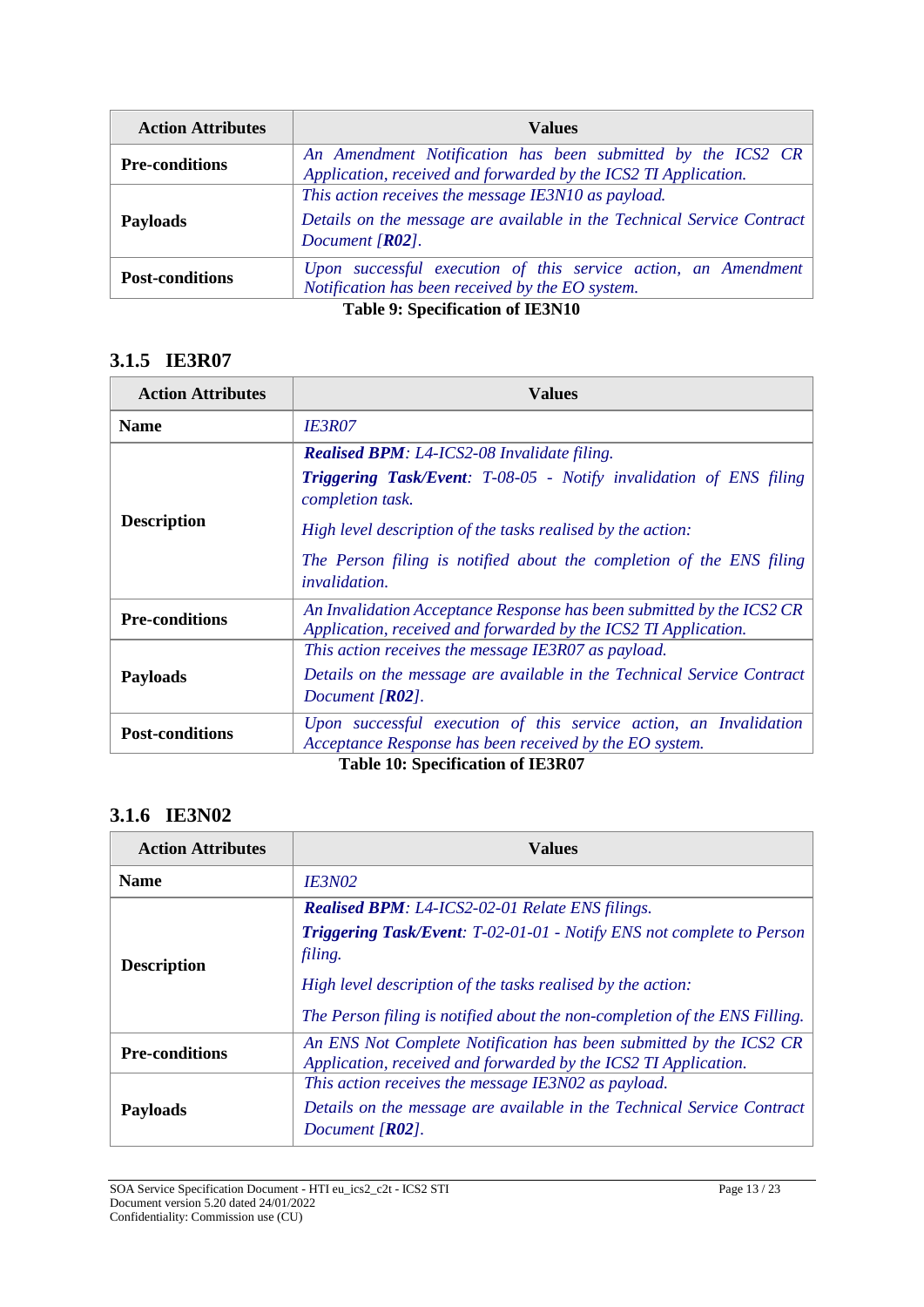| Action Attributes | Values |
| --- | --- |
| **Pre-conditions** | *An Amendment Notification has been submitted by the ICS2 CR Application, received and forwarded by the ICS2 TI Application.* |
| **Payloads** | *This action receives the message IE3N10 as payload.*<br>*Details on the message are available in the Technical Service Contract Document [**R02**].* |
| **Post-conditions** | *Upon successful execution of this service action, an Amendment Notification has been received by the EO system.* |

**Table 9: Specification of IE3N10**

### 3.1.5 IE3R07

| Action Attributes | Values |
| --- | --- |
| **Name** | *IE3R07* |
| **Description** | ***Realised BPM**: L4-ICS2-08 Invalidate filing.*<br>***Triggering Task/Event**: T-08-05 - Notify invalidation of ENS filing completion task.*<br>*High level description of the tasks realised by the action:*<br>*The Person filing is notified about the completion of the ENS filing invalidation.* |
| **Pre-conditions** | *An Invalidation Acceptance Response has been submitted by the ICS2 CR Application, received and forwarded by the ICS2 TI Application.* |
| **Payloads** | *This action receives the message IE3R07 as payload.*<br>*Details on the message are available in the Technical Service Contract Document [**R02**].* |
| **Post-conditions** | *Upon successful execution of this service action, an Invalidation Acceptance Response has been received by the EO system.* |

**Table 10: Specification of IE3R07**

### 3.1.6 IE3N02

| Action Attributes | Values |
| --- | --- |
| **Name** | *IE3N02* |
| **Description** | ***Realised BPM**: L4-ICS2-02-01 Relate ENS filings.*<br>***Triggering Task/Event**: T-02-01-01 - Notify ENS not complete to Person filing.*<br>*High level description of the tasks realised by the action:*<br>*The Person filing is notified about the non-completion of the ENS Filling.* |
| **Pre-conditions** | *An ENS Not Complete Notification has been submitted by the ICS2 CR Application, received and forwarded by the ICS2 TI Application.* |
| **Payloads** | *This action receives the message IE3N02 as payload.*<br>*Details on the message are available in the Technical Service Contract Document [**R02**].* |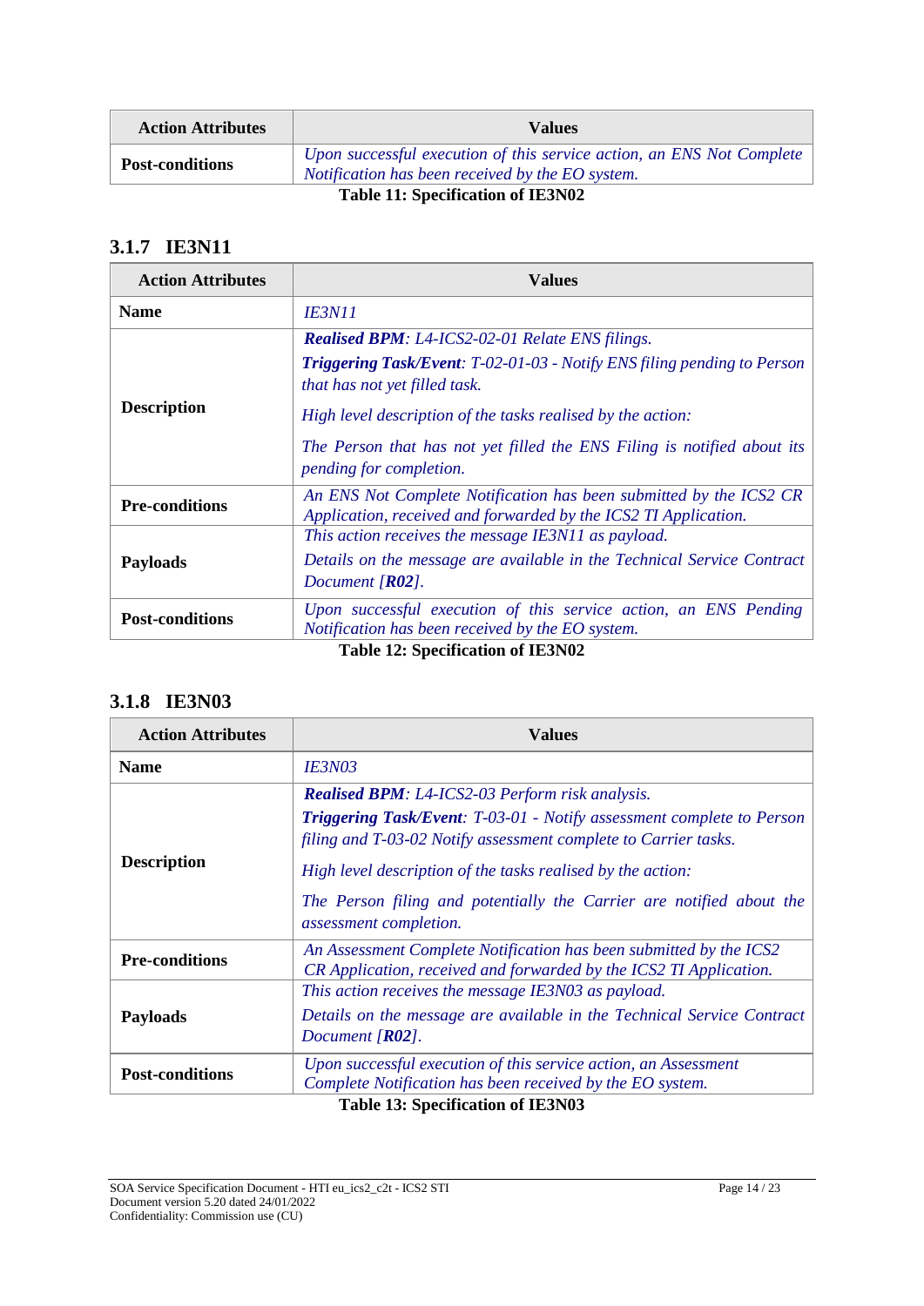| Action Attributes | Values |
|---|---|
| **Post-conditions** | *Upon successful execution of this service action, an ENS Not Complete Notification has been received by the EO system.* |

**Table 11: Specification of IE3N02**

### 3.1.7 IE3N11

| Action Attributes | Values |
|---|---|
| **Name** | *IE3N11* |
| **Description** | ***Realised BPM**: L4-ICS2-02-01 Relate ENS filings.*<br>***Triggering Task/Event**: T-02-01-03 - Notify ENS filing pending to Person that has not yet filled task.*<br>*High level description of the tasks realised by the action:*<br>*The Person that has not yet filled the ENS Filing is notified about its pending for completion.* |
| **Pre-conditions** | *An ENS Not Complete Notification has been submitted by the ICS2 CR Application, received and forwarded by the ICS2 TI Application.* |
| **Payloads** | *This action receives the message IE3N11 as payload.*<br>*Details on the message are available in the Technical Service Contract Document [**R02**].* |
| **Post-conditions** | *Upon successful execution of this service action, an ENS Pending Notification has been received by the EO system.* |

**Table 12: Specification of IE3N02**

### 3.1.8 IE3N03

| Action Attributes | Values |
|---|---|
| **Name** | *IE3N03* |
| **Description** | ***Realised BPM**: L4-ICS2-03 Perform risk analysis.*<br>***Triggering Task/Event**: T-03-01 - Notify assessment complete to Person filing and T-03-02 Notify assessment complete to Carrier tasks.*<br>*High level description of the tasks realised by the action:*<br>*The Person filing and potentially the Carrier are notified about the assessment completion.* |
| **Pre-conditions** | *An Assessment Complete Notification has been submitted by the ICS2 CR Application, received and forwarded by the ICS2 TI Application.* |
| **Payloads** | *This action receives the message IE3N03 as payload.*<br>*Details on the message are available in the Technical Service Contract Document [**R02**].* |
| **Post-conditions** | *Upon successful execution of this service action, an Assessment Complete Notification has been received by the EO system.* |

**Table 13: Specification of IE3N03**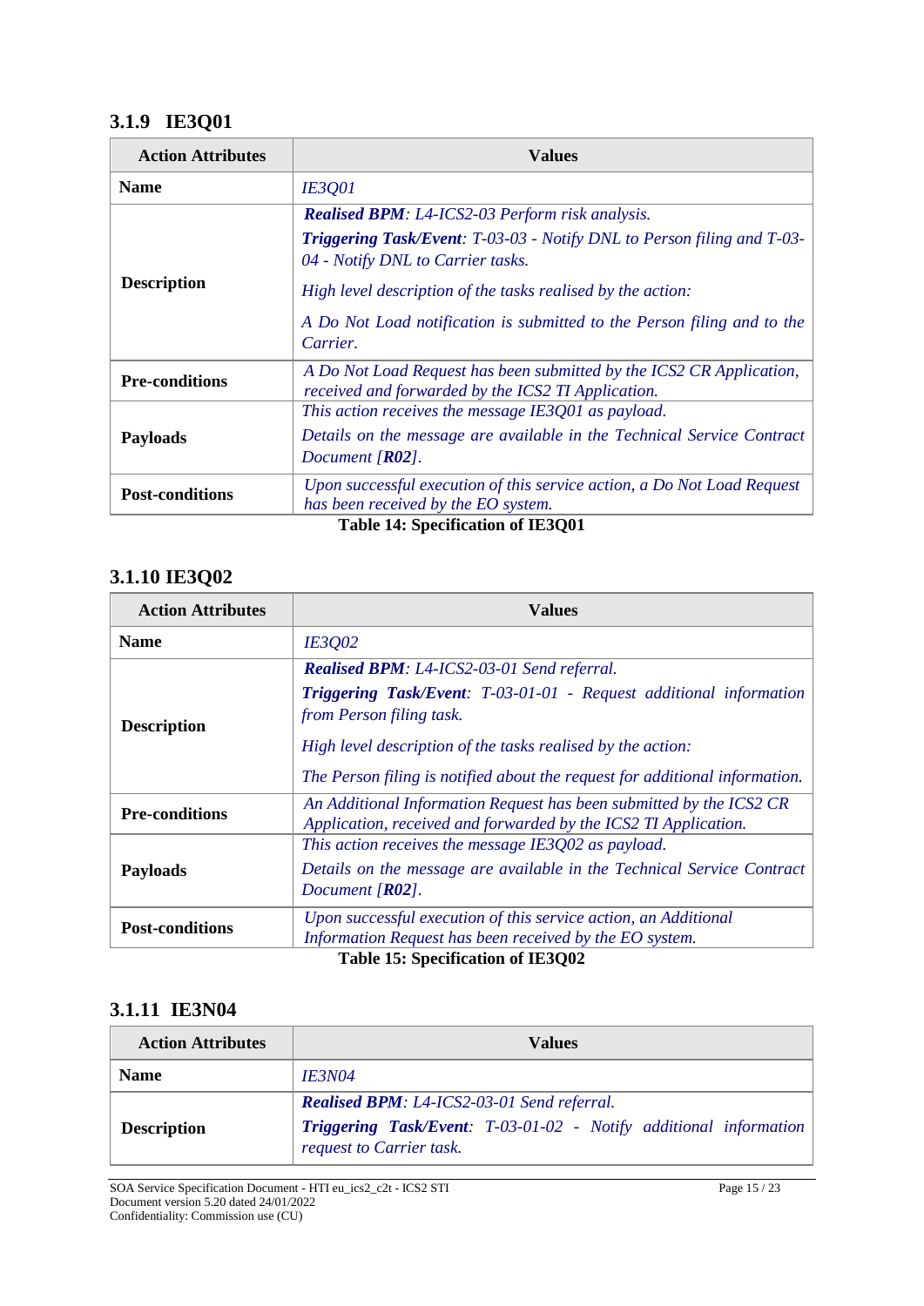### 3.1.9 IE3Q01

| Action Attributes | Values |
|---|---|
| **Name** | *IE3Q01* |
| **Description** | ***Realised BPM**: L4-ICS2-03 Perform risk analysis.* <br> ***Triggering Task/Event**: T-03-03 - Notify DNL to Person filing and T-03-04 - Notify DNL to Carrier tasks.* <br> *High level description of the tasks realised by the action:* <br> *A Do Not Load notification is submitted to the Person filing and to the Carrier.* |
| **Pre-conditions** | *A Do Not Load Request has been submitted by the ICS2 CR Application, received and forwarded by the ICS2 TI Application.* |
| **Payloads** | *This action receives the message IE3Q01 as payload.* <br> *Details on the message are available in the Technical Service Contract Document [**R02**].* |
| **Post-conditions** | *Upon successful execution of this service action, a Do Not Load Request has been received by the EO system.* |

**Table 14: Specification of IE3Q01**

### 3.1.10 IE3Q02

| Action Attributes | Values |
|---|---|
| **Name** | *IE3Q02* |
| **Description** | ***Realised BPM**: L4-ICS2-03-01 Send referral.* <br> ***Triggering Task/Event**: T-03-01-01 - Request additional information from Person filing task.* <br> *High level description of the tasks realised by the action:* <br> *The Person filing is notified about the request for additional information.* |
| **Pre-conditions** | *An Additional Information Request has been submitted by the ICS2 CR Application, received and forwarded by the ICS2 TI Application.* |
| **Payloads** | *This action receives the message IE3Q02 as payload.* <br> *Details on the message are available in the Technical Service Contract Document [**R02**].* |
| **Post-conditions** | *Upon successful execution of this service action, an Additional Information Request has been received by the EO system.* |

**Table 15: Specification of IE3Q02**

### 3.1.11 IE3N04

| Action Attributes | Values |
|---|---|
| **Name** | *IE3N04* |
| **Description** | ***Realised BPM**: L4-ICS2-03-01 Send referral.* <br> ***Triggering Task/Event**: T-03-01-02 - Notify additional information request to Carrier task.* |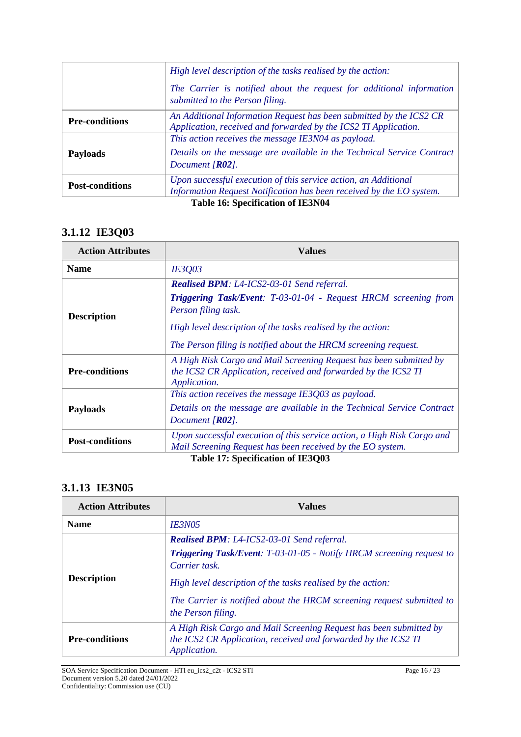| | |
|---|---|
| | *High level description of the tasks realised by the action:*<br><br>*The Carrier is notified about the request for additional information submitted to the Person filing.* |
| **Pre-conditions** | *An Additional Information Request has been submitted by the ICS2 CR Application, received and forwarded by the ICS2 TI Application.* |
| **Payloads** | *This action receives the message IE3N04 as payload.*<br><br>*Details on the message are available in the Technical Service Contract Document [**R02**].* |
| **Post-conditions** | *Upon successful execution of this service action, an Additional Information Request Notification has been received by the EO system.* |

**Table 16: Specification of IE3N04**

### 3.1.12 IE3Q03

| Action Attributes | Values |
|---|---|
| **Name** | *IE3Q03* |
| **Description** | ***Realised BPM**: L4-ICS2-03-01 Send referral.*<br><br>***Triggering Task/Event**: T-03-01-04 - Request HRCM screening from Person filing task.*<br><br>*High level description of the tasks realised by the action:*<br><br>*The Person filing is notified about the HRCM screening request.* |
| **Pre-conditions** | *A High Risk Cargo and Mail Screening Request has been submitted by the ICS2 CR Application, received and forwarded by the ICS2 TI Application.* |
| **Payloads** | *This action receives the message IE3Q03 as payload.*<br><br>*Details on the message are available in the Technical Service Contract Document [**R02**].* |
| **Post-conditions** | *Upon successful execution of this service action, a High Risk Cargo and Mail Screening Request has been received by the EO system.* |

**Table 17: Specification of IE3Q03**

### 3.1.13 IE3N05

| Action Attributes | Values |
|---|---|
| **Name** | *IE3N05* |
| **Description** | ***Realised BPM**: L4-ICS2-03-01 Send referral.*<br><br>***Triggering Task/Event**: T-03-01-05 - Notify HRCM screening request to Carrier task.*<br><br>*High level description of the tasks realised by the action:*<br><br>*The Carrier is notified about the HRCM screening request submitted to the Person filing.* |
| **Pre-conditions** | *A High Risk Cargo and Mail Screening Request has been submitted by the ICS2 CR Application, received and forwarded by the ICS2 TI Application.* |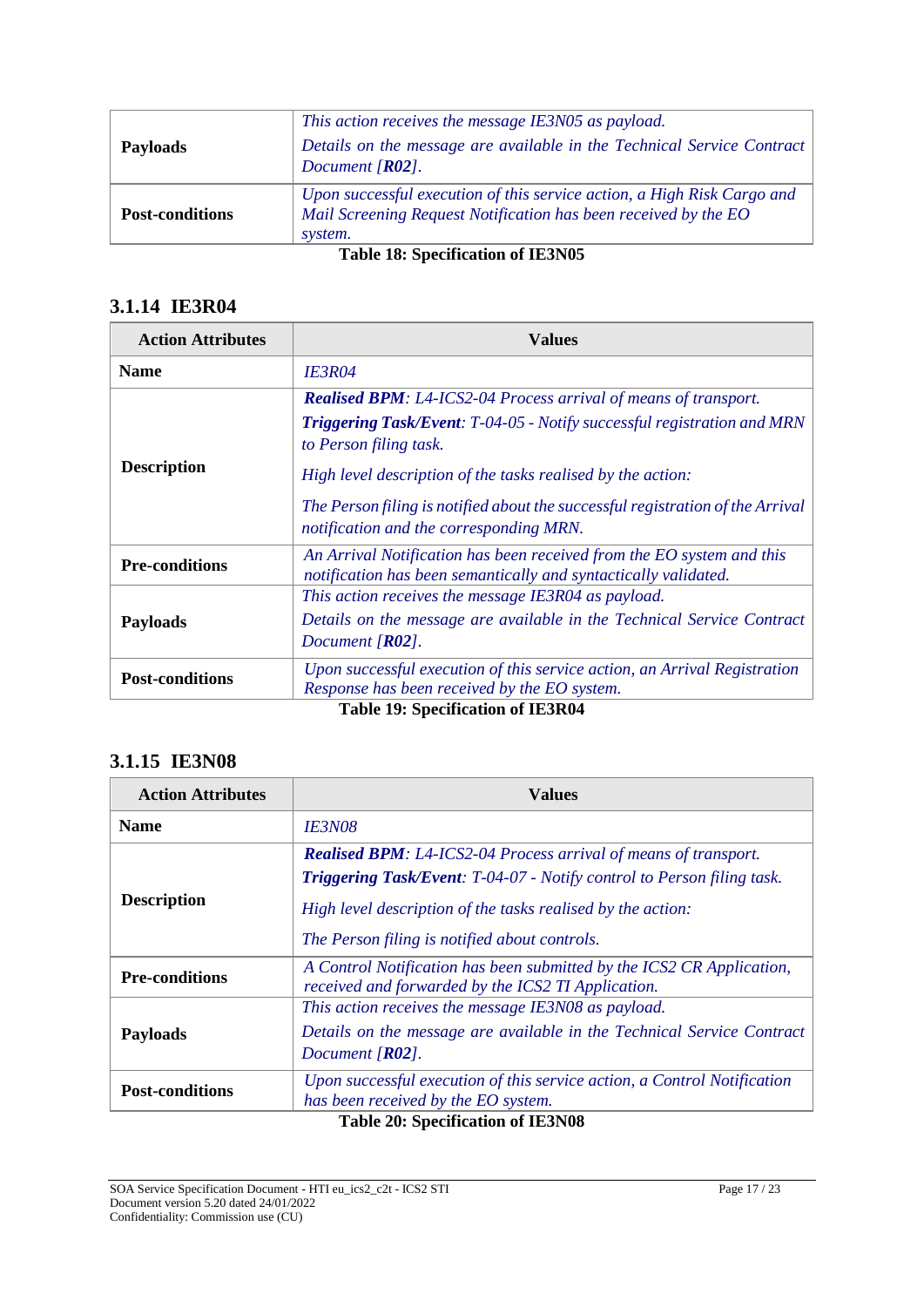| | |
|---|---|
| **Payloads** | *This action receives the message IE3N05 as payload.* *Details on the message are available in the Technical Service Contract Document [**R02**].* |
| **Post-conditions** | *Upon successful execution of this service action, a High Risk Cargo and Mail Screening Request Notification has been received by the EO system.* |

**Table 18: Specification of IE3N05**

### 3.1.14 IE3R04

| Action Attributes | Values |
|---|---|
| **Name** | *IE3R04* |
| **Description** | ***Realised BPM**: L4-ICS2-04 Process arrival of means of transport.* ***Triggering Task/Event**: T-04-05 - Notify successful registration and MRN to Person filing task.* *High level description of the tasks realised by the action:* *The Person filing is notified about the successful registration of the Arrival notification and the corresponding MRN.* |
| **Pre-conditions** | *An Arrival Notification has been received from the EO system and this notification has been semantically and syntactically validated.* |
| **Payloads** | *This action receives the message IE3R04 as payload.* *Details on the message are available in the Technical Service Contract Document [**R02**].* |
| **Post-conditions** | *Upon successful execution of this service action, an Arrival Registration Response has been received by the EO system.* |

**Table 19: Specification of IE3R04**

### 3.1.15 IE3N08

| Action Attributes | Values |
|---|---|
| **Name** | *IE3N08* |
| **Description** | ***Realised BPM**: L4-ICS2-04 Process arrival of means of transport.* ***Triggering Task/Event**: T-04-07 - Notify control to Person filing task.* *High level description of the tasks realised by the action:* *The Person filing is notified about controls.* |
| **Pre-conditions** | *A Control Notification has been submitted by the ICS2 CR Application, received and forwarded by the ICS2 TI Application.* |
| **Payloads** | *This action receives the message IE3N08 as payload.* *Details on the message are available in the Technical Service Contract Document [**R02**].* |
| **Post-conditions** | *Upon successful execution of this service action, a Control Notification has been received by the EO system.* |

**Table 20: Specification of IE3N08**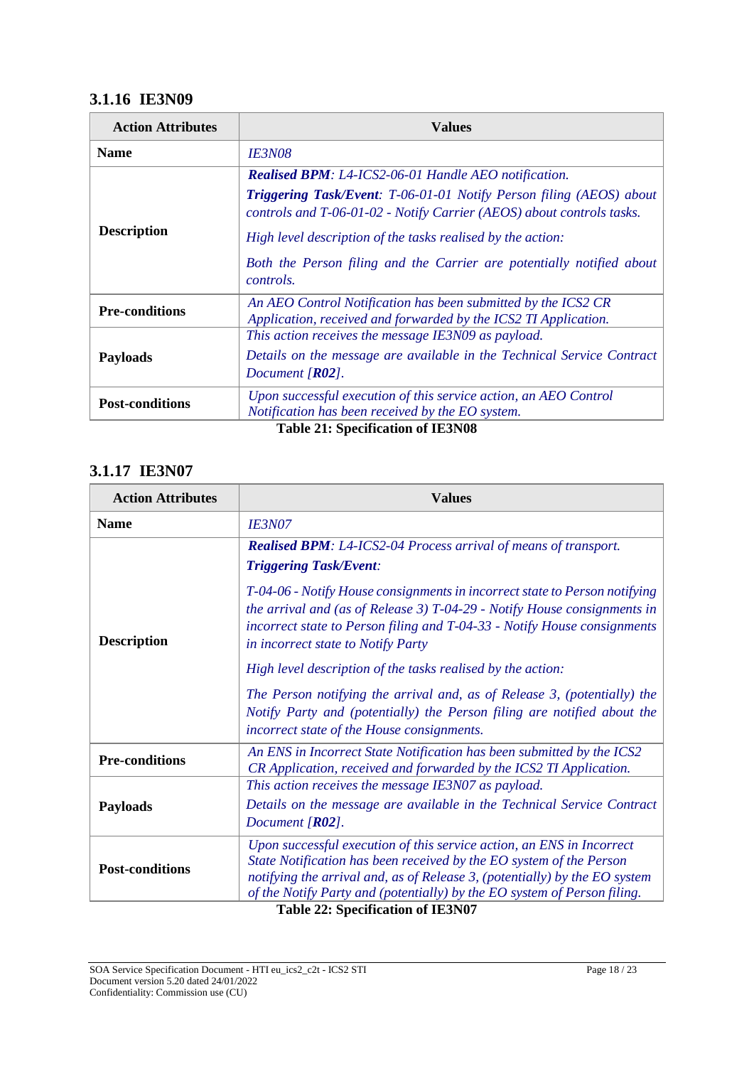### 3.1.16 IE3N09

| Action Attributes | Values |
|---|---|
| **Name** | *IE3N08* |
| **Description** | ***Realised BPM**: L4-ICS2-06-01 Handle AEO notification.*<br>***Triggering Task/Event**: T-06-01-01 Notify Person filing (AEOS) about controls and T-06-01-02 - Notify Carrier (AEOS) about controls tasks.*<br>*High level description of the tasks realised by the action:*<br>*Both the Person filing and the Carrier are potentially notified about controls.* |
| **Pre-conditions** | *An AEO Control Notification has been submitted by the ICS2 CR Application, received and forwarded by the ICS2 TI Application.* |
| **Payloads** | *This action receives the message IE3N09 as payload.*<br>*Details on the message are available in the Technical Service Contract Document [**R02**].* |
| **Post-conditions** | *Upon successful execution of this service action, an AEO Control Notification has been received by the EO system.* |

**Table 21: Specification of IE3N08**

### 3.1.17 IE3N07

| Action Attributes | Values |
|---|---|
| **Name** | *IE3N07* |
| **Description** | ***Realised BPM**: L4-ICS2-04 Process arrival of means of transport.*<br>***Triggering Task/Event**:*<br>*T-04-06 - Notify House consignments in incorrect state to Person notifying the arrival and (as of Release 3) T-04-29 - Notify House consignments in incorrect state to Person filing and T-04-33 - Notify House consignments in incorrect state to Notify Party*<br>*High level description of the tasks realised by the action:*<br>*The Person notifying the arrival and, as of Release 3, (potentially) the Notify Party and (potentially) the Person filing are notified about the incorrect state of the House consignments.* |
| **Pre-conditions** | *An ENS in Incorrect State Notification has been submitted by the ICS2 CR Application, received and forwarded by the ICS2 TI Application.* |
| **Payloads** | *This action receives the message IE3N07 as payload.*<br>*Details on the message are available in the Technical Service Contract Document [**R02**].* |
| **Post-conditions** | *Upon successful execution of this service action, an ENS in Incorrect State Notification has been received by the EO system of the Person notifying the arrival and, as of Release 3, (potentially) by the EO system of the Notify Party and (potentially) by the EO system of Person filing.* |

**Table 22: Specification of IE3N07**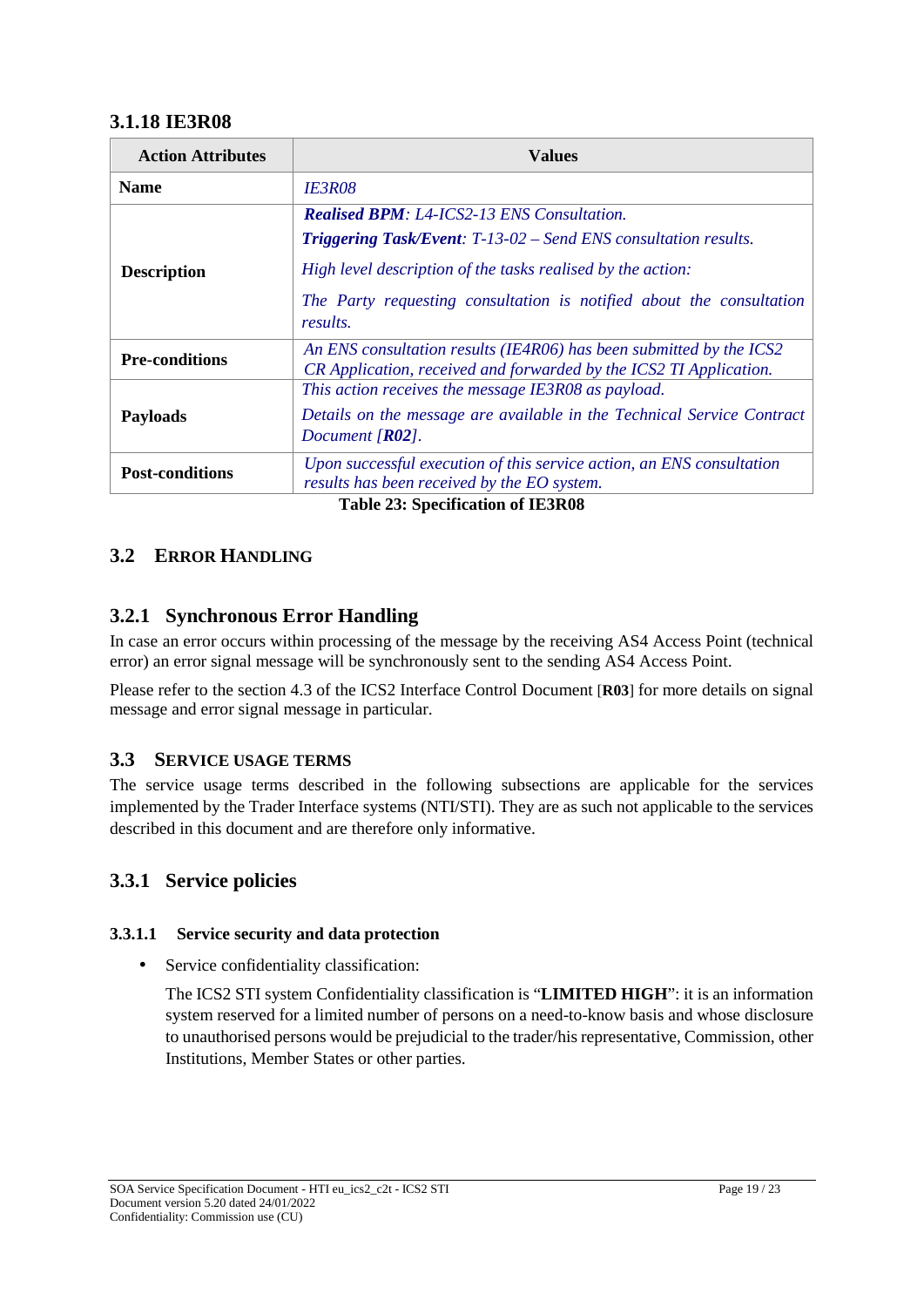### 3.1.18 IE3R08

| Action Attributes | Values |
|---|---|
| **Name** | *IE3R08* |
| **Description** | ***Realised BPM****: L4-ICS2-13 ENS Consultation.*<br>***Triggering Task/Event****: T-13-02 – Send ENS consultation results.*<br>*High level description of the tasks realised by the action:*<br>*The Party requesting consultation is notified about the consultation results.* |
| **Pre-conditions** | *An ENS consultation results (IE4R06) has been submitted by the ICS2 CR Application, received and forwarded by the ICS2 TI Application.* |
| **Payloads** | *This action receives the message IE3R08 as payload.*<br>*Details on the message are available in the Technical Service Contract Document [****R02****].* |
| **Post-conditions** | *Upon successful execution of this service action, an ENS consultation results has been received by the EO system.* |

**Table 23: Specification of IE3R08**

## 3.2 ERROR HANDLING

### 3.2.1 Synchronous Error Handling

In case an error occurs within processing of the message by the receiving AS4 Access Point (technical error) an error signal message will be synchronously sent to the sending AS4 Access Point.

Please refer to the section 4.3 of the ICS2 Interface Control Document [**R03**] for more details on signal message and error signal message in particular.

## 3.3 SERVICE USAGE TERMS

The service usage terms described in the following subsections are applicable for the services implemented by the Trader Interface systems (NTI/STI). They are as such not applicable to the services described in this document and are therefore only informative.

### 3.3.1 Service policies

#### 3.3.1.1 Service security and data protection

- Service confidentiality classification:

  The ICS2 STI system Confidentiality classification is "**LIMITED HIGH**": it is an information system reserved for a limited number of persons on a need-to-know basis and whose disclosure to unauthorised persons would be prejudicial to the trader/his representative, Commission, other Institutions, Member States or other parties.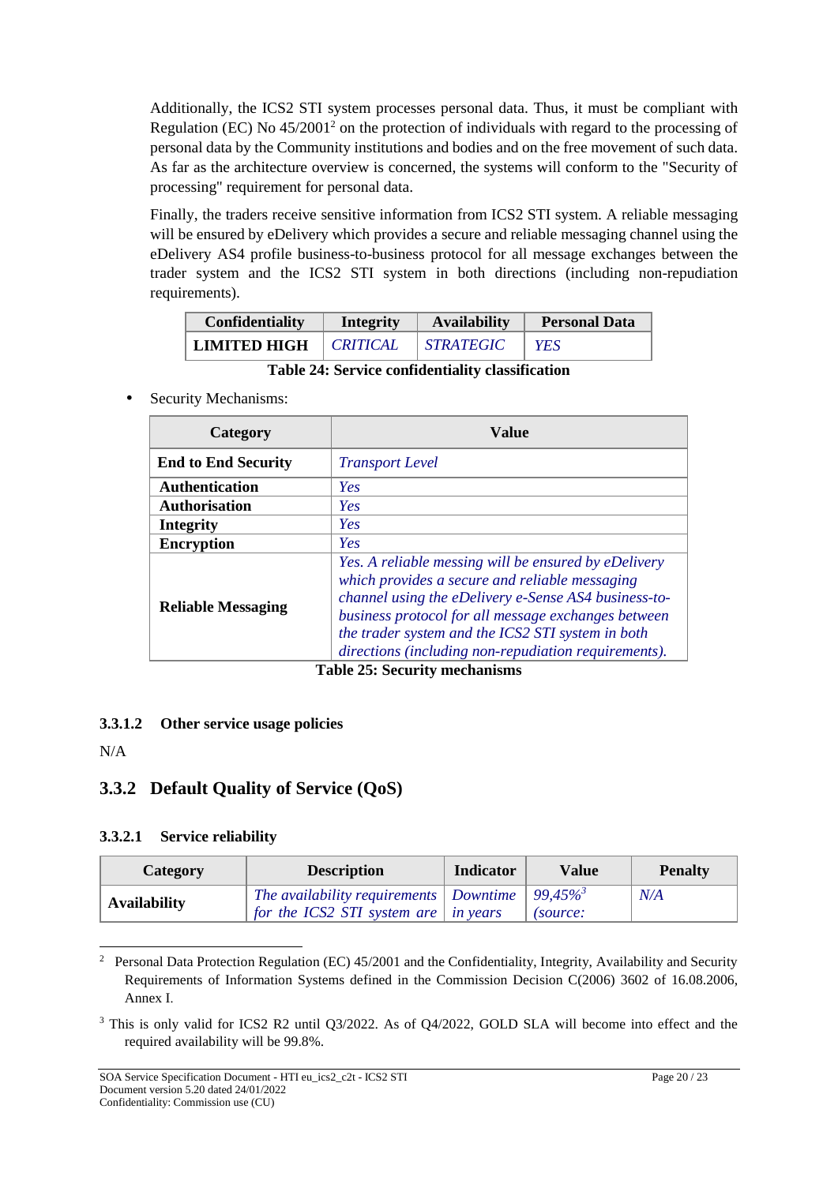Additionally, the ICS2 STI system processes personal data. Thus, it must be compliant with Regulation (EC) No 45/2001[2] on the protection of individuals with regard to the processing of personal data by the Community institutions and bodies and on the free movement of such data. As far as the architecture overview is concerned, the systems will conform to the "Security of processing" requirement for personal data.

Finally, the traders receive sensitive information from ICS2 STI system. A reliable messaging will be ensured by eDelivery which provides a secure and reliable messaging channel using the eDelivery AS4 profile business-to-business protocol for all message exchanges between the trader system and the ICS2 STI system in both directions (including non-repudiation requirements).

| Confidentiality | Integrity | Availability | Personal Data |
|---|---|---|---|
| **LIMITED HIGH** | *CRITICAL* | *STRATEGIC* | *YES* |

**Table 24: Service confidentiality classification**

- Security Mechanisms:

| Category | Value |
|---|---|
| **End to End Security** | *Transport Level* |
| **Authentication** | *Yes* |
| **Authorisation** | *Yes* |
| **Integrity** | *Yes* |
| **Encryption** | *Yes* |
| **Reliable Messaging** | *Yes. A reliable messing will be ensured by eDelivery which provides a secure and reliable messaging channel using the eDelivery e-Sense AS4 business-to-business protocol for all message exchanges between the trader system and the ICS2 STI system in both directions (including non-repudiation requirements).* |

**Table 25: Security mechanisms**

#### 3.3.1.2 Other service usage policies

N/A

### 3.3.2 Default Quality of Service (QoS)

#### 3.3.2.1 Service reliability

| Category | Description | Indicator | Value | Penalty |
|---|---|---|---|---|
| **Availability** | *The availability requirements for the ICS2 STI system are* | *Downtime in years* | *99,45%*[3] *(source:* | *N/A* |

---

[2] Personal Data Protection Regulation (EC) 45/2001 and the Confidentiality, Integrity, Availability and Security Requirements of Information Systems defined in the Commission Decision C(2006) 3602 of 16.08.2006, Annex I.

[3] This is only valid for ICS2 R2 until Q3/2022. As of Q4/2022, GOLD SLA will become into effect and the required availability will be 99.8%.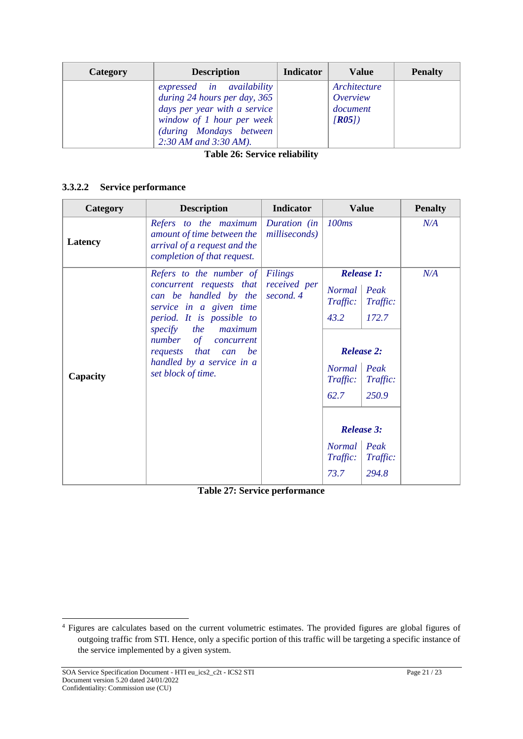| Category | Description | Indicator | Value | Penalty |
|---|---|---|---|---|
| | *expressed in availability during 24 hours per day, 365 days per year with a service window of 1 hour per week (during Mondays between 2:30 AM and 3:30 AM).* | | *Architecture Overview document [**R05**])* | |

**Table 26: Service reliability**

#### 3.3.2.2 Service performance

| Category | Description | Indicator | Value | Penalty |
|---|---|---|---|---|
| **Latency** | *Refers to the maximum amount of time between the arrival of a request and the completion of that request.* | *Duration (in milliseconds)* | *100ms* | *N/A* |
| **Capacity** | *Refers to the number of concurrent requests that can be handled by the service in a given time period. It is possible to specify the maximum number of concurrent requests that can be handled by a service in a set block of time.* | *Filings received per second.* [4] | ***Release 1:*** *Normal Traffic: 43.2* / *Peak Traffic: 172.7*<br>***Release 2:*** *Normal Traffic: 62.7* / *Peak Traffic: 250.9*<br>***Release 3:*** *Normal Traffic: 73.7* / *Peak Traffic: 294.8* | *N/A* |

**Table 27: Service performance**

[4] Figures are calculates based on the current volumetric estimates. The provided figures are global figures of outgoing traffic from STI. Hence, only a specific portion of this traffic will be targeting a specific instance of the service implemented by a given system.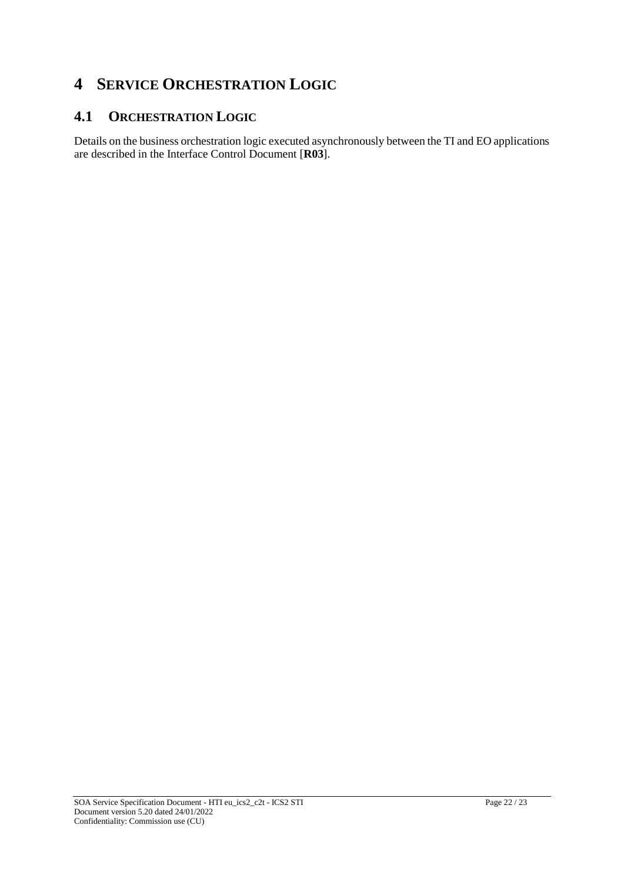# 4 SERVICE ORCHESTRATION LOGIC

## 4.1 ORCHESTRATION LOGIC

Details on the business orchestration logic executed asynchronously between the TI and EO applications are described in the Interface Control Document [**R03**].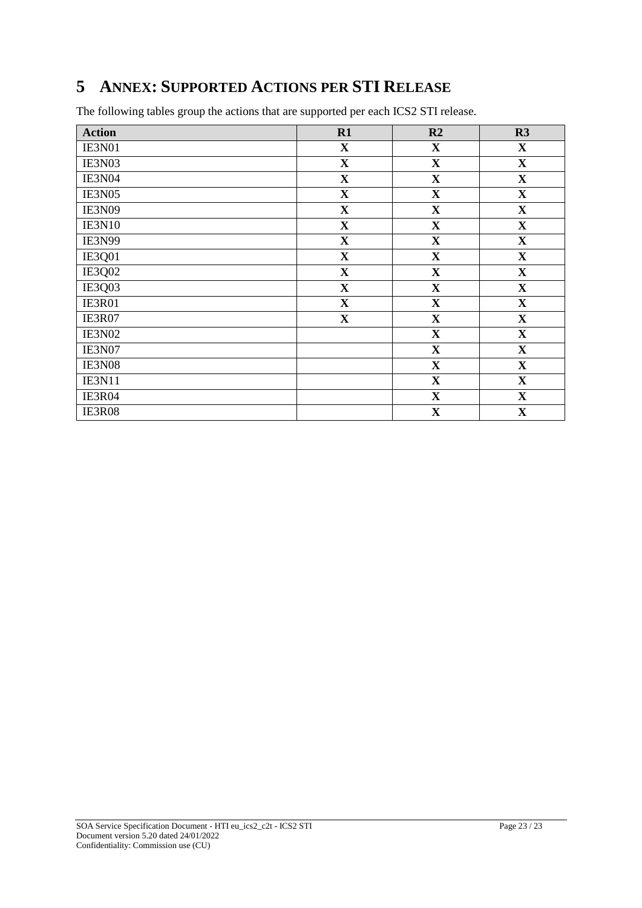# 5 ANNEX: SUPPORTED ACTIONS PER STI RELEASE

The following tables group the actions that are supported per each ICS2 STI release.

| Action | R1 | R2 | R3 |
|---|---|---|---|
| IE3N01 | X | X | X |
| IE3N03 | X | X | X |
| IE3N04 | X | X | X |
| IE3N05 | X | X | X |
| IE3N09 | X | X | X |
| IE3N10 | X | X | X |
| IE3N99 | X | X | X |
| IE3Q01 | X | X | X |
| IE3Q02 | X | X | X |
| IE3Q03 | X | X | X |
| IE3R01 | X | X | X |
| IE3R07 | X | X | X |
| IE3N02 | | X | X |
| IE3N07 | | X | X |
| IE3N08 | | X | X |
| IE3N11 | | X | X |
| IE3R04 | | X | X |
| IE3R08 | | X | X |